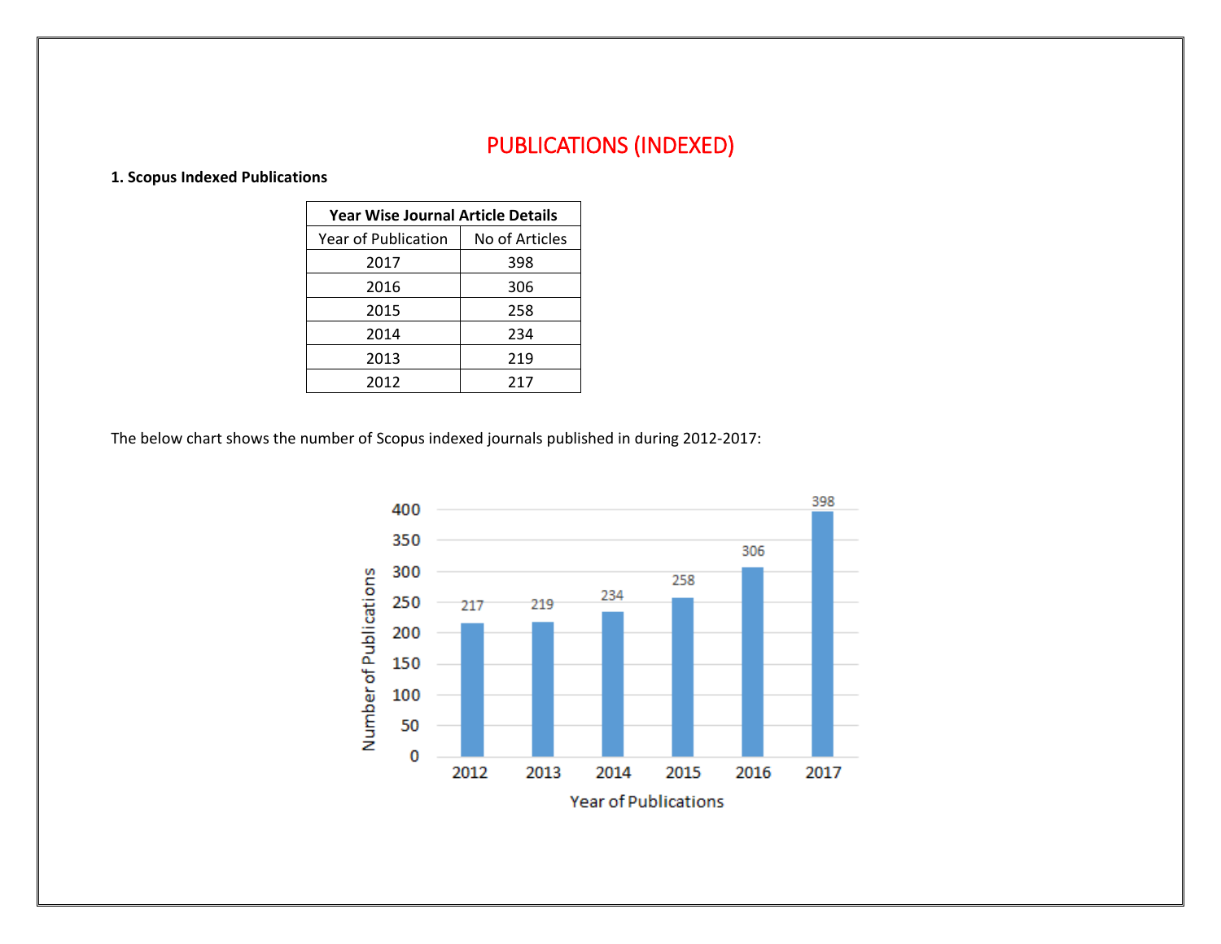# PUBLICATIONS (INDEXED)

**1. Scopus Indexed Publications**

| **Year Wise Journal Article Details** | |
|---|---|
| Year of Publication | No of Articles |
| 2017 | 398 |
| 2016 | 306 |
| 2015 | 258 |
| 2014 | 234 |
| 2013 | 219 |
| 2012 | 217 |

The below chart shows the number of Scopus indexed journals published in during 2012-2017: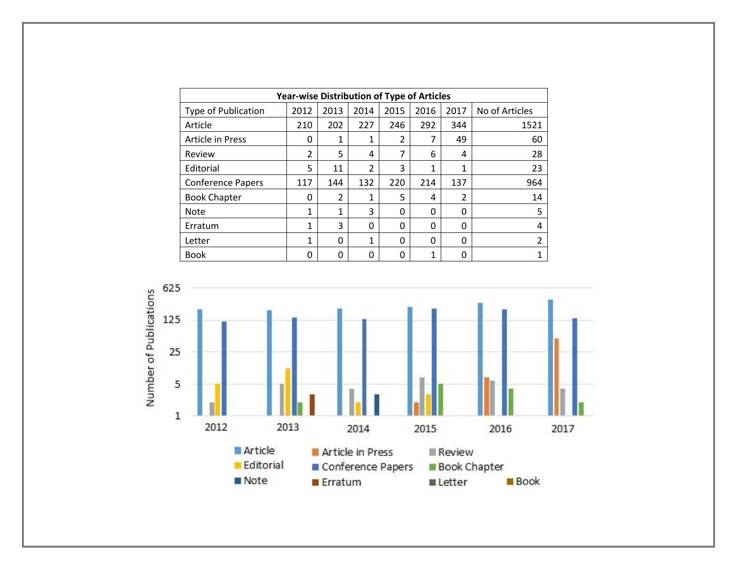| Year-wise Distribution of Type of Articles | | | | | | | |
|---|---|---|---|---|---|---|---|
| Type of Publication | 2012 | 2013 | 2014 | 2015 | 2016 | 2017 | No of Articles |
| Article | 210 | 202 | 227 | 246 | 292 | 344 | 1521 |
| Article in Press | 0 | 1 | 1 | 2 | 7 | 49 | 60 |
| Review | 2 | 5 | 4 | 7 | 6 | 4 | 28 |
| Editorial | 5 | 11 | 2 | 3 | 1 | 1 | 23 |
| Conference Papers | 117 | 144 | 132 | 220 | 214 | 137 | 964 |
| Book Chapter | 0 | 2 | 1 | 5 | 4 | 2 | 14 |
| Note | 1 | 1 | 3 | 0 | 0 | 0 | 5 |
| Erratum | 1 | 3 | 0 | 0 | 0 | 0 | 4 |
| Letter | 1 | 0 | 1 | 0 | 0 | 0 | 2 |
| Book | 0 | 0 | 0 | 0 | 1 | 0 | 1 |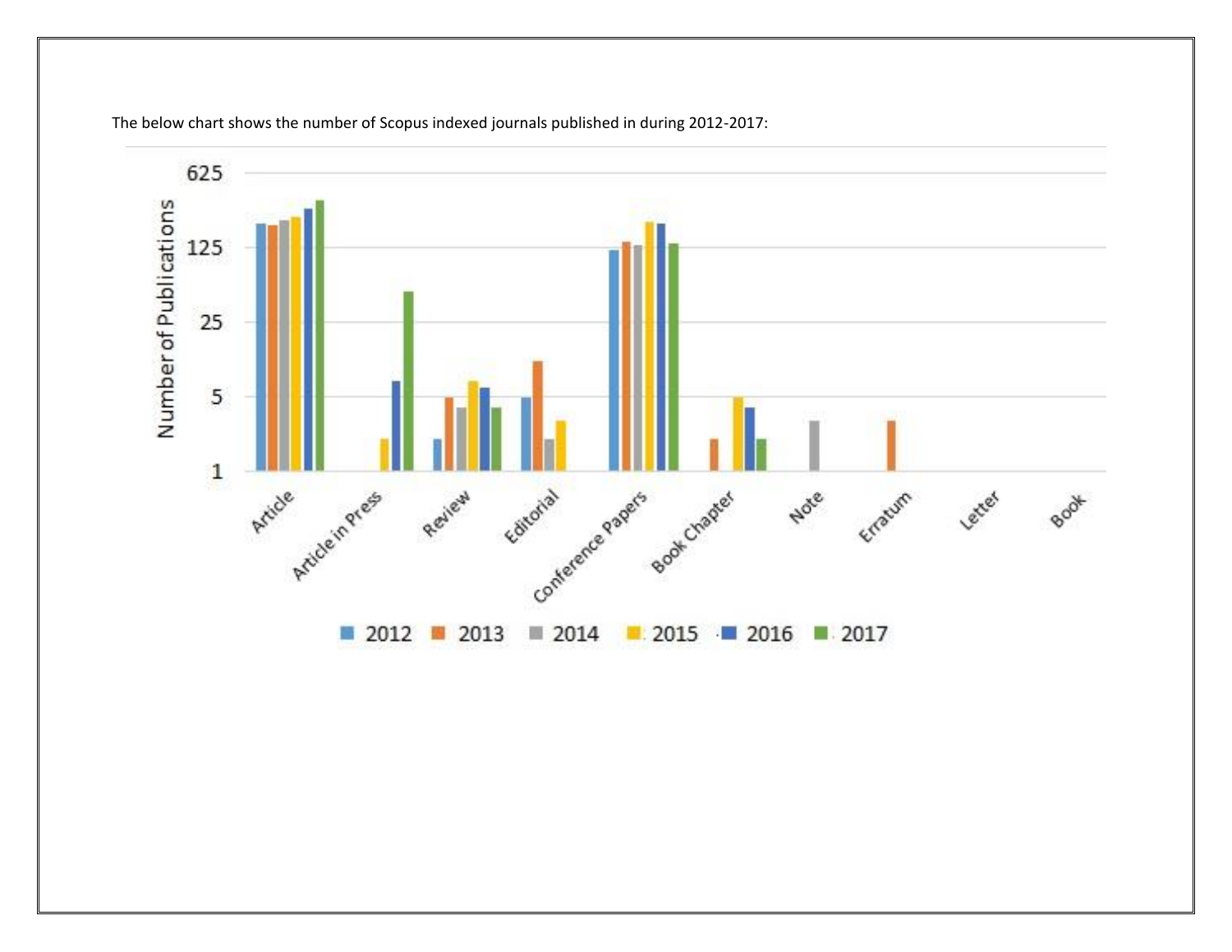The below chart shows the number of Scopus indexed journals published in during 2012-2017: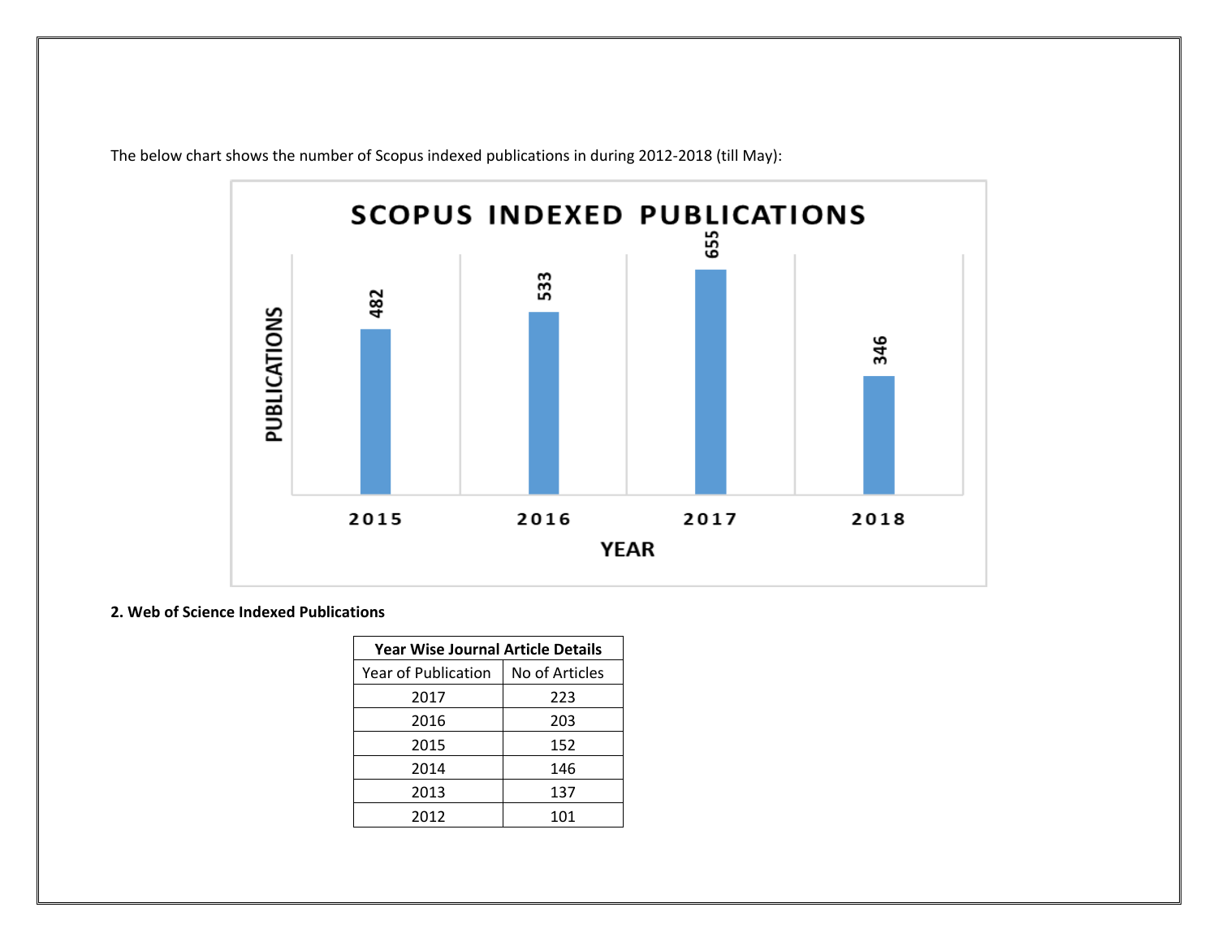The below chart shows the number of Scopus indexed publications in during 2012-2018 (till May):

**2. Web of Science Indexed Publications**

| Year Wise Journal Article Details | |
|---|---|
| Year of Publication | No of Articles |
| 2017 | 223 |
| 2016 | 203 |
| 2015 | 152 |
| 2014 | 146 |
| 2013 | 137 |
| 2012 | 101 |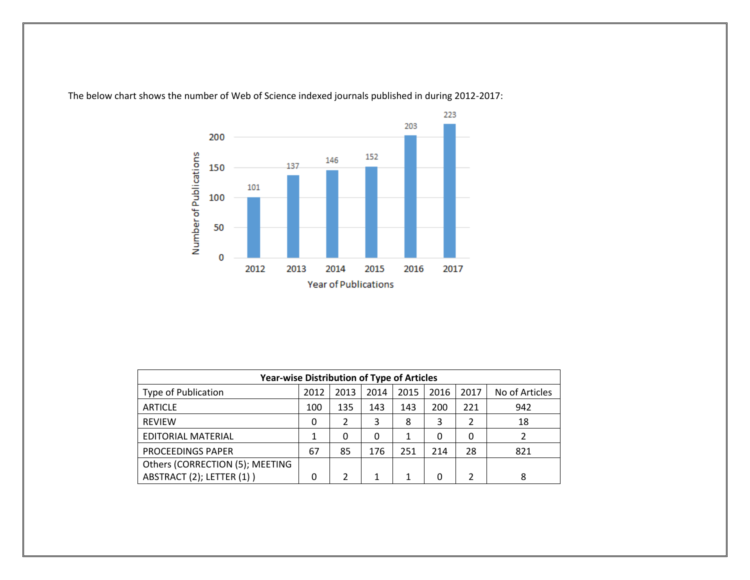The below chart shows the number of Web of Science indexed journals published in during 2012-2017:

| Year of Publications | 2012 | 2013 | 2014 | 2015 | 2016 | 2017 |
|---|---|---|---|---|---|---|
| Number of Publications | 101 | 137 | 146 | 152 | 203 | 223 |

**Year-wise Distribution of Type of Articles**

| Type of Publication | 2012 | 2013 | 2014 | 2015 | 2016 | 2017 | No of Articles |
|---|---|---|---|---|---|---|---|
| ARTICLE | 100 | 135 | 143 | 143 | 200 | 221 | 942 |
| REVIEW | 0 | 2 | 3 | 8 | 3 | 2 | 18 |
| EDITORIAL MATERIAL | 1 | 0 | 0 | 1 | 0 | 0 | 2 |
| PROCEEDINGS PAPER | 67 | 85 | 176 | 251 | 214 | 28 | 821 |
| Others (CORRECTION (5); MEETING ABSTRACT (2); LETTER (1) ) | 0 | 2 | 1 | 1 | 0 | 2 | 8 |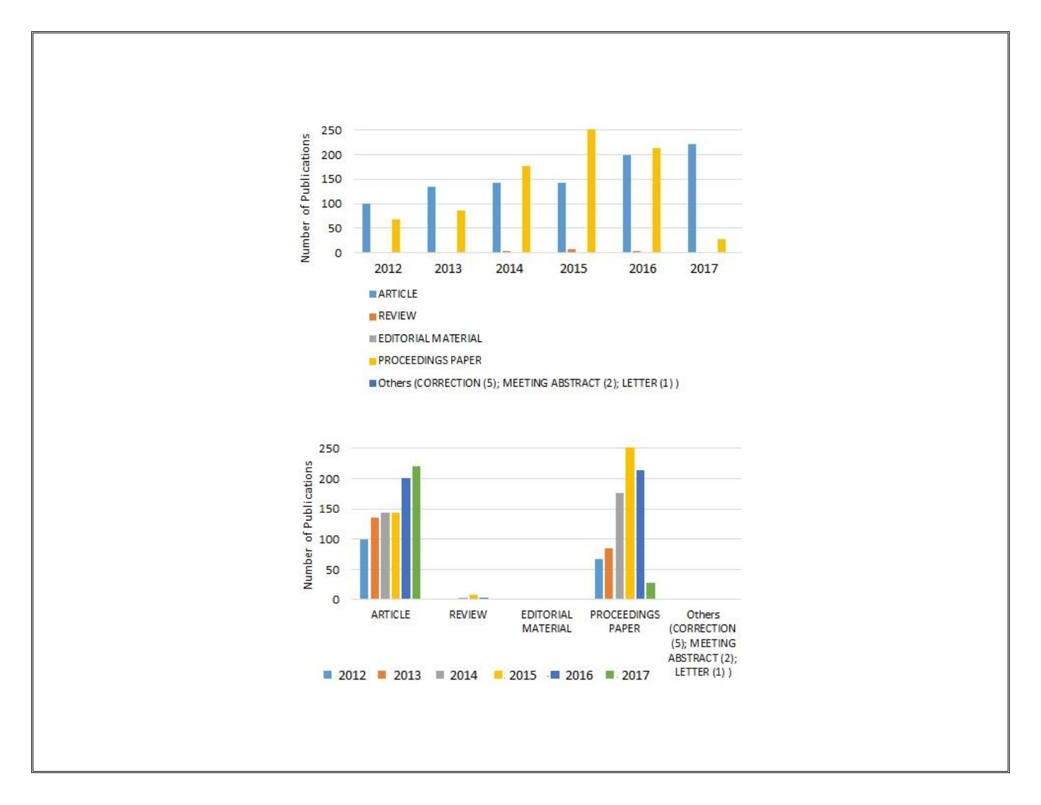Number of Publications

250
200
150
100
50
0

2012
2013
2014
2015
2016
2017

ARTICLE
REVIEW
EDITORIAL MATERIAL
PROCEEDINGS PAPER
Others (CORRECTION (5); MEETING ABSTRACT (2); LETTER (1) )

Number of Publications

250
200
150
100
50
0

ARTICLE
REVIEW
EDITORIAL MATERIAL
PROCEEDINGS PAPER
Others (CORRECTION (5); MEETING ABSTRACT (2); LETTER (1) )

2012
2013
2014
2015
2016
2017